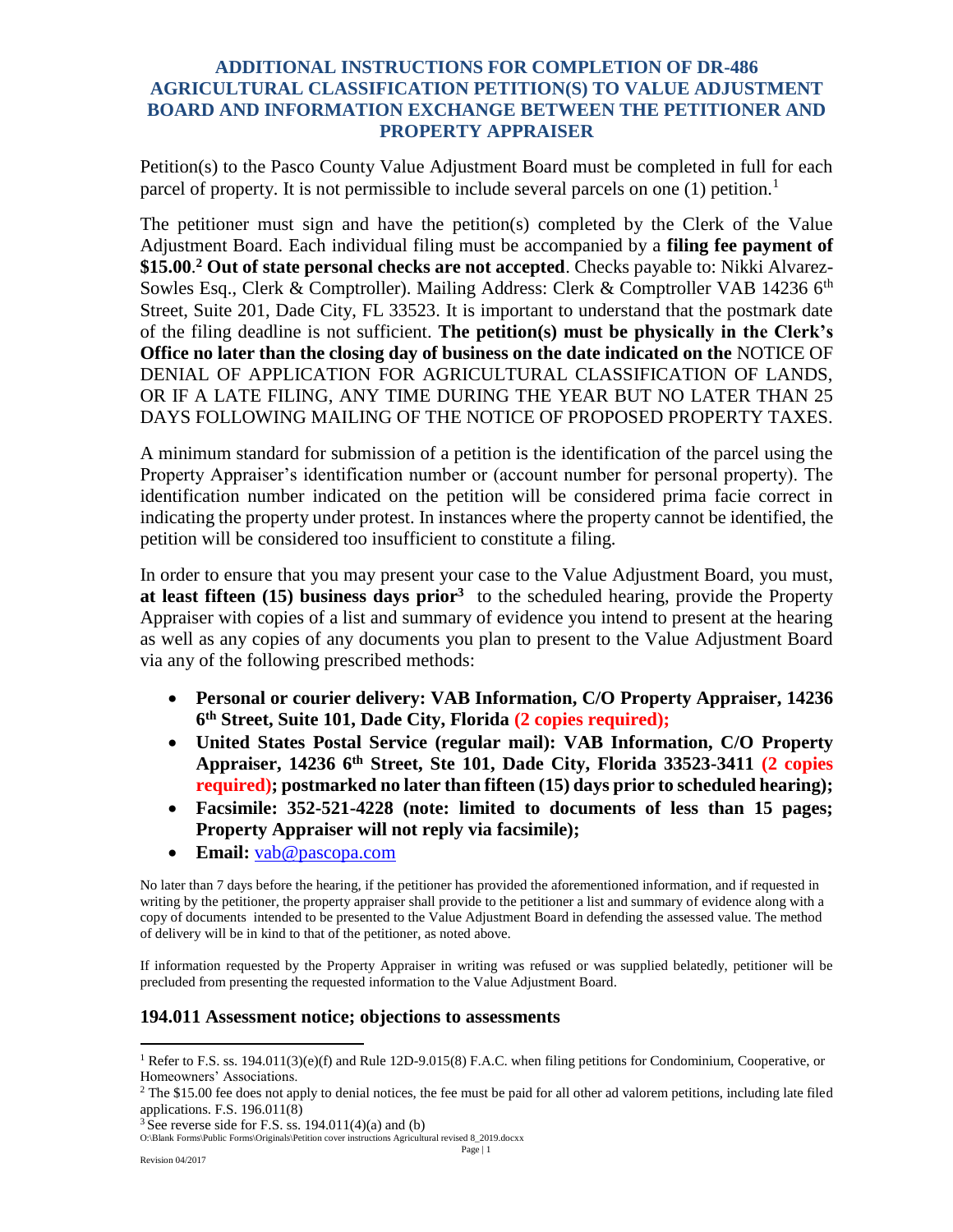# ADDITIONAL INSTRUCTIONS FOR COMPLETION OF DR-486 AGRICULTURAL CLASSIFICATION PETITION(S) TO VALUE ADJUSTMENT BOARD AND INFORMATION EXCHANGE BETWEEN THE PETITIONER AND PROPERTY APPRAISER

Petition(s) to the Pasco County Value Adjustment Board must be completed in full for each parcel of property. It is not permissible to include several parcels on one (1) petition.[1]

The petitioner must sign and have the petition(s) completed by the Clerk of the Value Adjustment Board. Each individual filing must be accompanied by a **filing fee payment of $15.00**.[2] **Out of state personal checks are not accepted**. Checks payable to: Nikki Alvarez-Sowles Esq., Clerk & Comptroller). Mailing Address: Clerk & Comptroller VAB 14236 6th Street, Suite 201, Dade City, FL 33523. It is important to understand that the postmark date of the filing deadline is not sufficient. **The petition(s) must be physically in the Clerk's Office no later than the closing day of business on the date indicated on the** NOTICE OF DENIAL OF APPLICATION FOR AGRICULTURAL CLASSIFICATION OF LANDS, OR IF A LATE FILING, ANY TIME DURING THE YEAR BUT NO LATER THAN 25 DAYS FOLLOWING MAILING OF THE NOTICE OF PROPOSED PROPERTY TAXES.

A minimum standard for submission of a petition is the identification of the parcel using the Property Appraiser's identification number or (account number for personal property). The identification number indicated on the petition will be considered prima facie correct in indicating the property under protest. In instances where the property cannot be identified, the petition will be considered too insufficient to constitute a filing.

In order to ensure that you may present your case to the Value Adjustment Board, you must, **at least fifteen (15) business days prior**[3] to the scheduled hearing, provide the Property Appraiser with copies of a list and summary of evidence you intend to present at the hearing as well as any copies of any documents you plan to present to the Value Adjustment Board via any of the following prescribed methods:

- **Personal or courier delivery: VAB Information, C/O Property Appraiser, 14236 6th Street, Suite 101, Dade City, Florida (2 copies required);**
- **United States Postal Service (regular mail): VAB Information, C/O Property Appraiser, 14236 6th Street, Ste 101, Dade City, Florida 33523-3411 (2 copies required); postmarked no later than fifteen (15) days prior to scheduled hearing);**
- **Facsimile: 352-521-4228 (note: limited to documents of less than 15 pages; Property Appraiser will not reply via facsimile);**
- **Email:** vab@pascopa.com

No later than 7 days before the hearing, if the petitioner has provided the aforementioned information, and if requested in writing by the petitioner, the property appraiser shall provide to the petitioner a list and summary of evidence along with a copy of documents intended to be presented to the Value Adjustment Board in defending the assessed value. The method of delivery will be in kind to that of the petitioner, as noted above.

If information requested by the Property Appraiser in writing was refused or was supplied belatedly, petitioner will be precluded from presenting the requested information to the Value Adjustment Board.

## 194.011 Assessment notice; objections to assessments

---

[1] Refer to F.S. ss. 194.011(3)(e)(f) and Rule 12D-9.015(8) F.A.C. when filing petitions for Condominium, Cooperative, or Homeowners' Associations.

[2] The $15.00 fee does not apply to denial notices, the fee must be paid for all other ad valorem petitions, including late filed applications. F.S. 196.011(8)

[3] See reverse side for F.S. ss. 194.011(4)(a) and (b)

O:\Blank Forms\Public Forms\Originals\Petition cover instructions Agricultural revised 8_2019.docxx

Revision 04/2017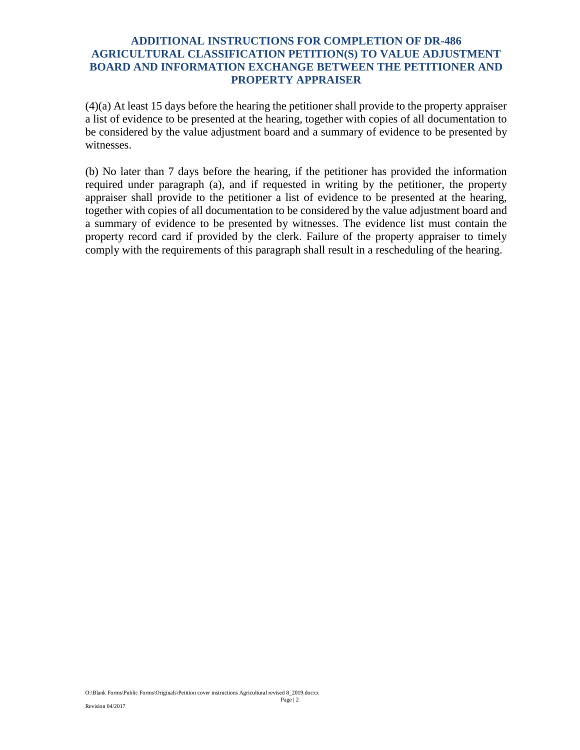## ADDITIONAL INSTRUCTIONS FOR COMPLETION OF DR-486 AGRICULTURAL CLASSIFICATION PETITION(S) TO VALUE ADJUSTMENT BOARD AND INFORMATION EXCHANGE BETWEEN THE PETITIONER AND PROPERTY APPRAISER

(4)(a) At least 15 days before the hearing the petitioner shall provide to the property appraiser a list of evidence to be presented at the hearing, together with copies of all documentation to be considered by the value adjustment board and a summary of evidence to be presented by witnesses.

(b) No later than 7 days before the hearing, if the petitioner has provided the information required under paragraph (a), and if requested in writing by the petitioner, the property appraiser shall provide to the petitioner a list of evidence to be presented at the hearing, together with copies of all documentation to be considered by the value adjustment board and a summary of evidence to be presented by witnesses. The evidence list must contain the property record card if provided by the clerk. Failure of the property appraiser to timely comply with the requirements of this paragraph shall result in a rescheduling of the hearing.